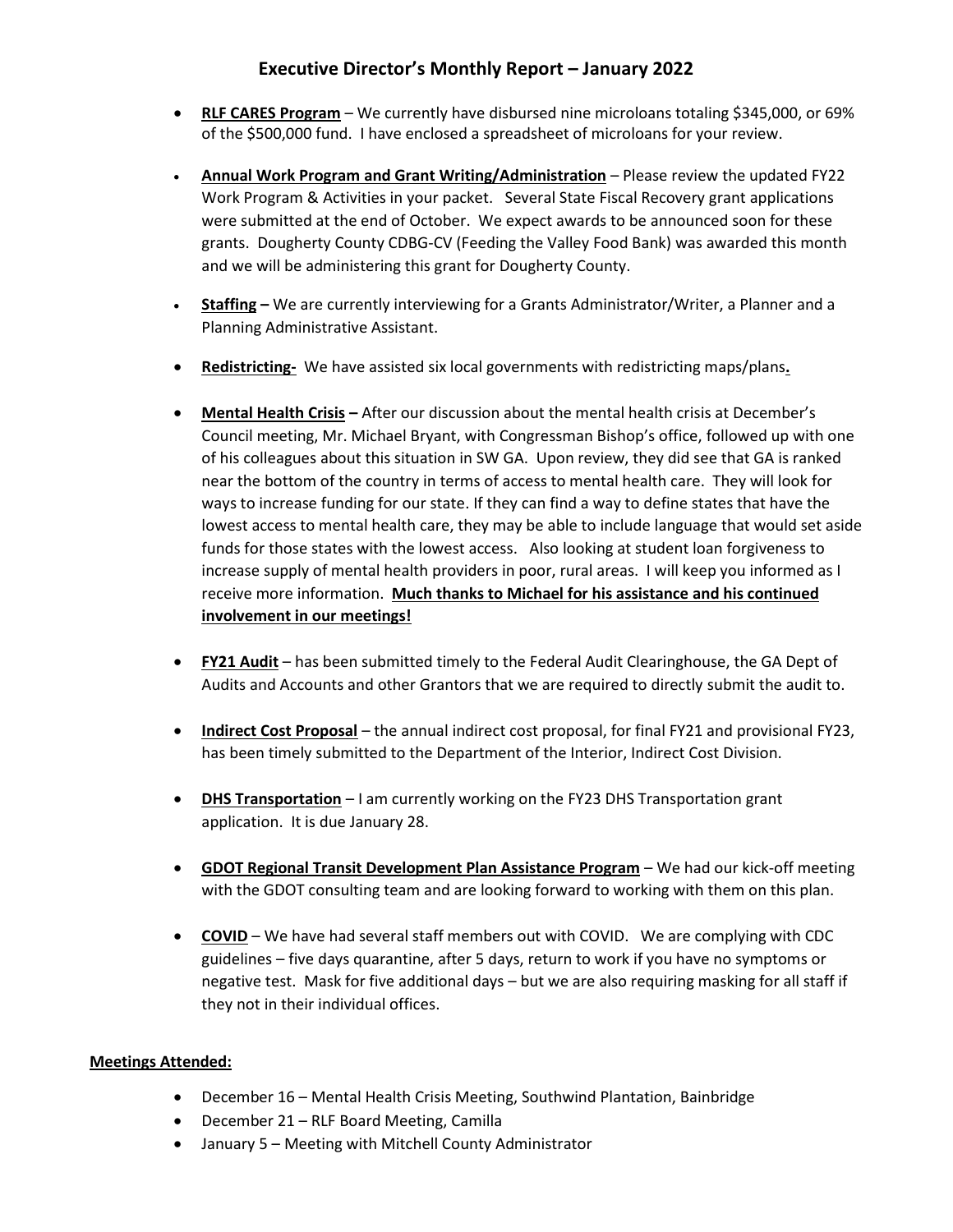# Executive Director's Monthly Report – January 2022

- **RLF CARES Program** – We currently have disbursed nine microloans totaling $345,000, or 69% of the $500,000 fund. I have enclosed a spreadsheet of microloans for your review.
- **Annual Work Program and Grant Writing/Administration** – Please review the updated FY22 Work Program & Activities in your packet. Several State Fiscal Recovery grant applications were submitted at the end of October. We expect awards to be announced soon for these grants. Dougherty County CDBG-CV (Feeding the Valley Food Bank) was awarded this month and we will be administering this grant for Dougherty County.
- **Staffing –** We are currently interviewing for a Grants Administrator/Writer, a Planner and a Planning Administrative Assistant.
- **Redistricting-** We have assisted six local governments with redistricting maps/plans**.**
- **Mental Health Crisis –** After our discussion about the mental health crisis at December's Council meeting, Mr. Michael Bryant, with Congressman Bishop's office, followed up with one of his colleagues about this situation in SW GA. Upon review, they did see that GA is ranked near the bottom of the country in terms of access to mental health care. They will look for ways to increase funding for our state. If they can find a way to define states that have the lowest access to mental health care, they may be able to include language that would set aside funds for those states with the lowest access. Also looking at student loan forgiveness to increase supply of mental health providers in poor, rural areas. I will keep you informed as I receive more information. **Much thanks to Michael for his assistance and his continued involvement in our meetings!**
- **FY21 Audit** – has been submitted timely to the Federal Audit Clearinghouse, the GA Dept of Audits and Accounts and other Grantors that we are required to directly submit the audit to.
- **Indirect Cost Proposal** – the annual indirect cost proposal, for final FY21 and provisional FY23, has been timely submitted to the Department of the Interior, Indirect Cost Division.
- **DHS Transportation** – I am currently working on the FY23 DHS Transportation grant application. It is due January 28.
- **GDOT Regional Transit Development Plan Assistance Program** – We had our kick-off meeting with the GDOT consulting team and are looking forward to working with them on this plan.
- **COVID** – We have had several staff members out with COVID. We are complying with CDC guidelines – five days quarantine, after 5 days, return to work if you have no symptoms or negative test. Mask for five additional days – but we are also requiring masking for all staff if they not in their individual offices.

**Meetings Attended:**

- December 16 – Mental Health Crisis Meeting, Southwind Plantation, Bainbridge
- December 21 – RLF Board Meeting, Camilla
- January 5 – Meeting with Mitchell County Administrator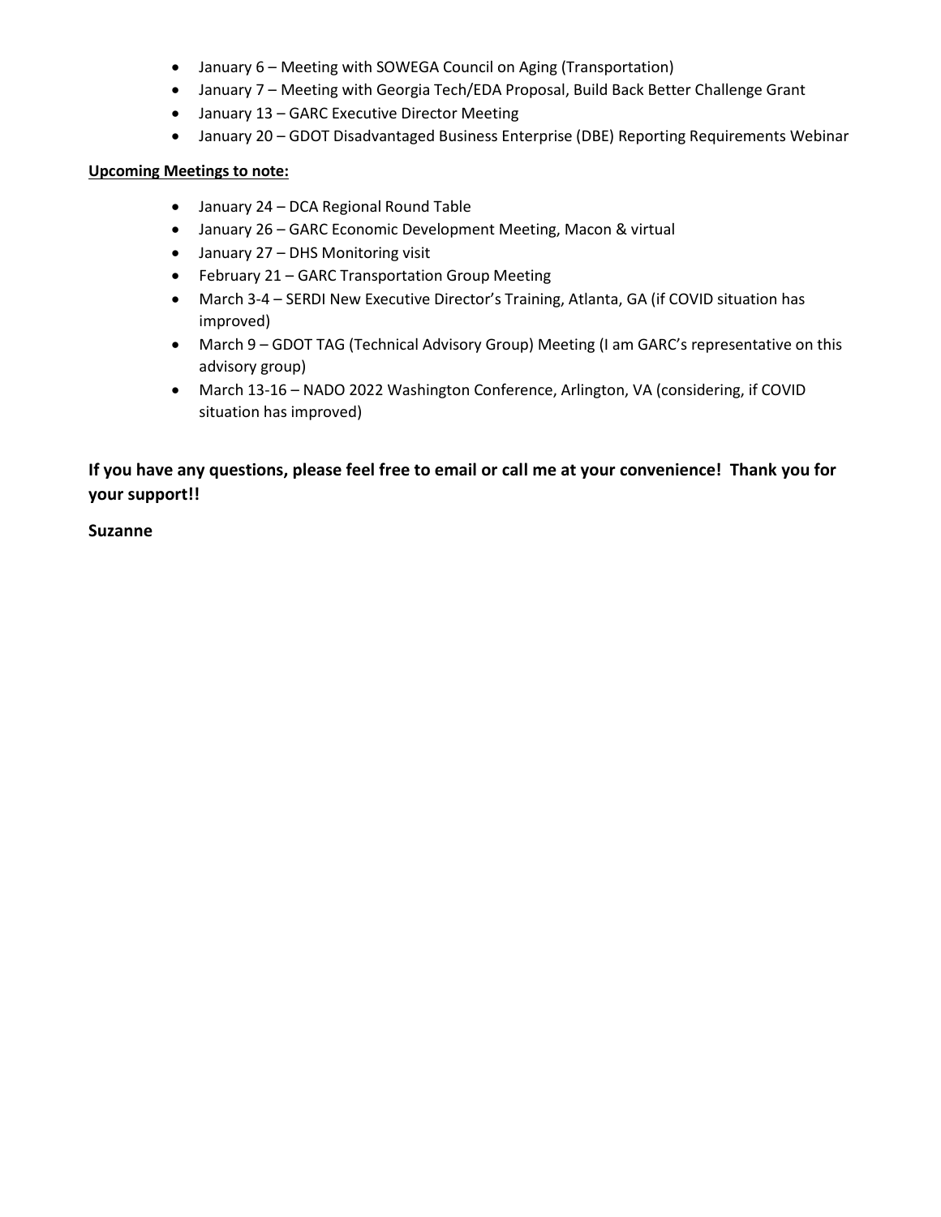- January 6 – Meeting with SOWEGA Council on Aging (Transportation)
- January 7 – Meeting with Georgia Tech/EDA Proposal, Build Back Better Challenge Grant
- January 13 – GARC Executive Director Meeting
- January 20 – GDOT Disadvantaged Business Enterprise (DBE) Reporting Requirements Webinar

**Upcoming Meetings to note:**

- January 24 – DCA Regional Round Table
- January 26 – GARC Economic Development Meeting, Macon & virtual
- January 27 – DHS Monitoring visit
- February 21 – GARC Transportation Group Meeting
- March 3-4 – SERDI New Executive Director's Training, Atlanta, GA (if COVID situation has improved)
- March 9 – GDOT TAG (Technical Advisory Group) Meeting (I am GARC's representative on this advisory group)
- March 13-16 – NADO 2022 Washington Conference, Arlington, VA (considering, if COVID situation has improved)

**If you have any questions, please feel free to email or call me at your convenience! Thank you for your support!!**

**Suzanne**